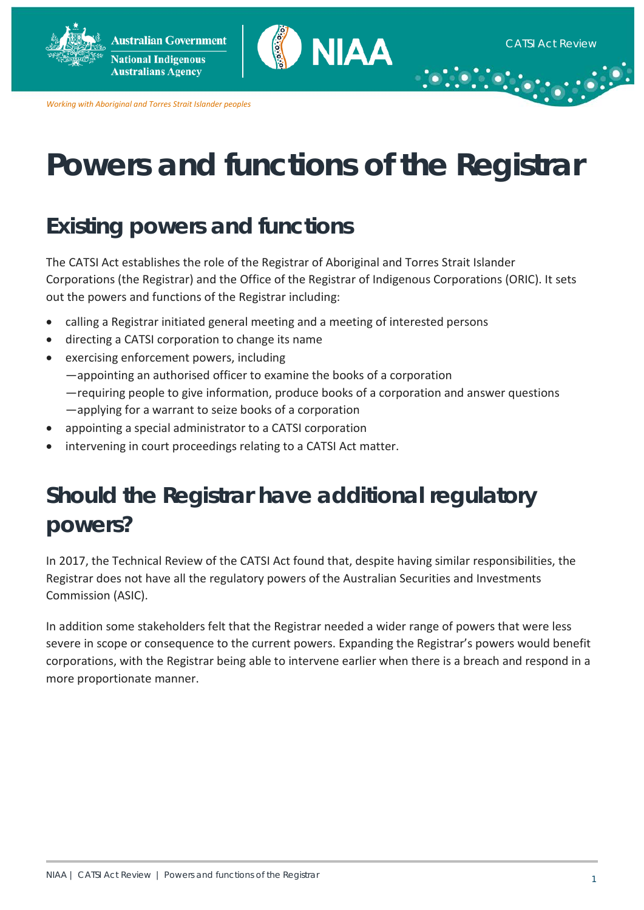# Powers and functions of the Registrar

## Existing powers and functions

The CATSI Act establishes the role of the Registrar of Aboriginal and Torres Strait Islander Corporations (the Registrar) and the Office of the Registrar of Indigenous Corporations (ORIC). It sets out the powers and functions of the Registrar including:

- calling a Registrar initiated general meeting and a meeting of interested persons
- directing a CATSI corporation to change its name
- exercising enforcement powers, including
  —appointing an authorised officer to examine the books of a corporation
  —requiring people to give information, produce books of a corporation and answer questions
  —applying for a warrant to seize books of a corporation
- appointing a special administrator to a CATSI corporation
- intervening in court proceedings relating to a CATSI Act matter.

## Should the Registrar have additional regulatory powers?

In 2017, the Technical Review of the CATSI Act found that, despite having similar responsibilities, the Registrar does not have all the regulatory powers of the Australian Securities and Investments Commission (ASIC).

In addition some stakeholders felt that the Registrar needed a wider range of powers that were less severe in scope or consequence to the current powers. Expanding the Registrar's powers would benefit corporations, with the Registrar being able to intervene earlier when there is a breach and respond in a more proportionate manner.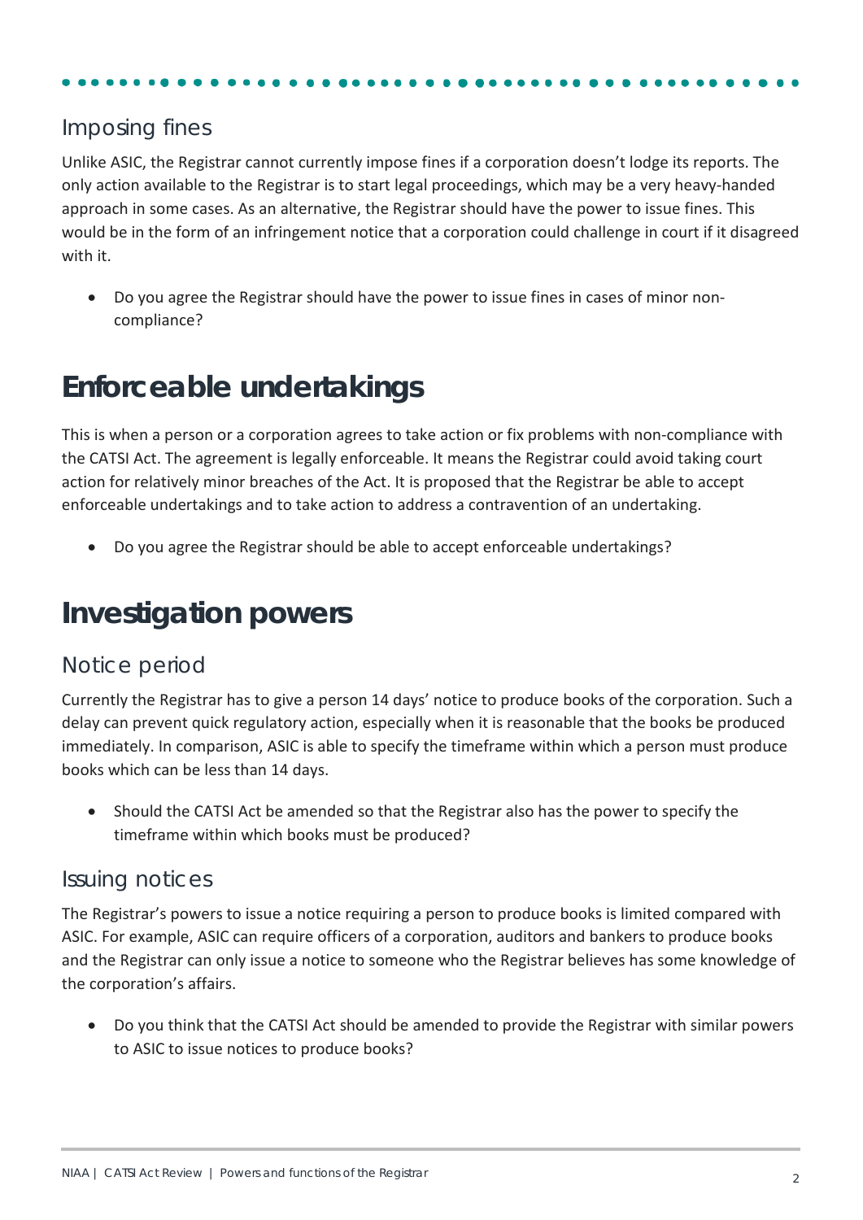### Imposing fines

Unlike ASIC, the Registrar cannot currently impose fines if a corporation doesn't lodge its reports. The only action available to the Registrar is to start legal proceedings, which may be a very heavy-handed approach in some cases. As an alternative, the Registrar should have the power to issue fines. This would be in the form of an infringement notice that a corporation could challenge in court if it disagreed with it.

- Do you agree the Registrar should have the power to issue fines in cases of minor non-compliance?

## Enforceable undertakings

This is when a person or a corporation agrees to take action or fix problems with non-compliance with the CATSI Act. The agreement is legally enforceable. It means the Registrar could avoid taking court action for relatively minor breaches of the Act. It is proposed that the Registrar be able to accept enforceable undertakings and to take action to address a contravention of an undertaking.

- Do you agree the Registrar should be able to accept enforceable undertakings?

## Investigation powers

### Notice period

Currently the Registrar has to give a person 14 days' notice to produce books of the corporation. Such a delay can prevent quick regulatory action, especially when it is reasonable that the books be produced immediately. In comparison, ASIC is able to specify the timeframe within which a person must produce books which can be less than 14 days.

- Should the CATSI Act be amended so that the Registrar also has the power to specify the timeframe within which books must be produced?

### Issuing notices

The Registrar's powers to issue a notice requiring a person to produce books is limited compared with ASIC. For example, ASIC can require officers of a corporation, auditors and bankers to produce books and the Registrar can only issue a notice to someone who the Registrar believes has some knowledge of the corporation's affairs.

- Do you think that the CATSI Act should be amended to provide the Registrar with similar powers to ASIC to issue notices to produce books?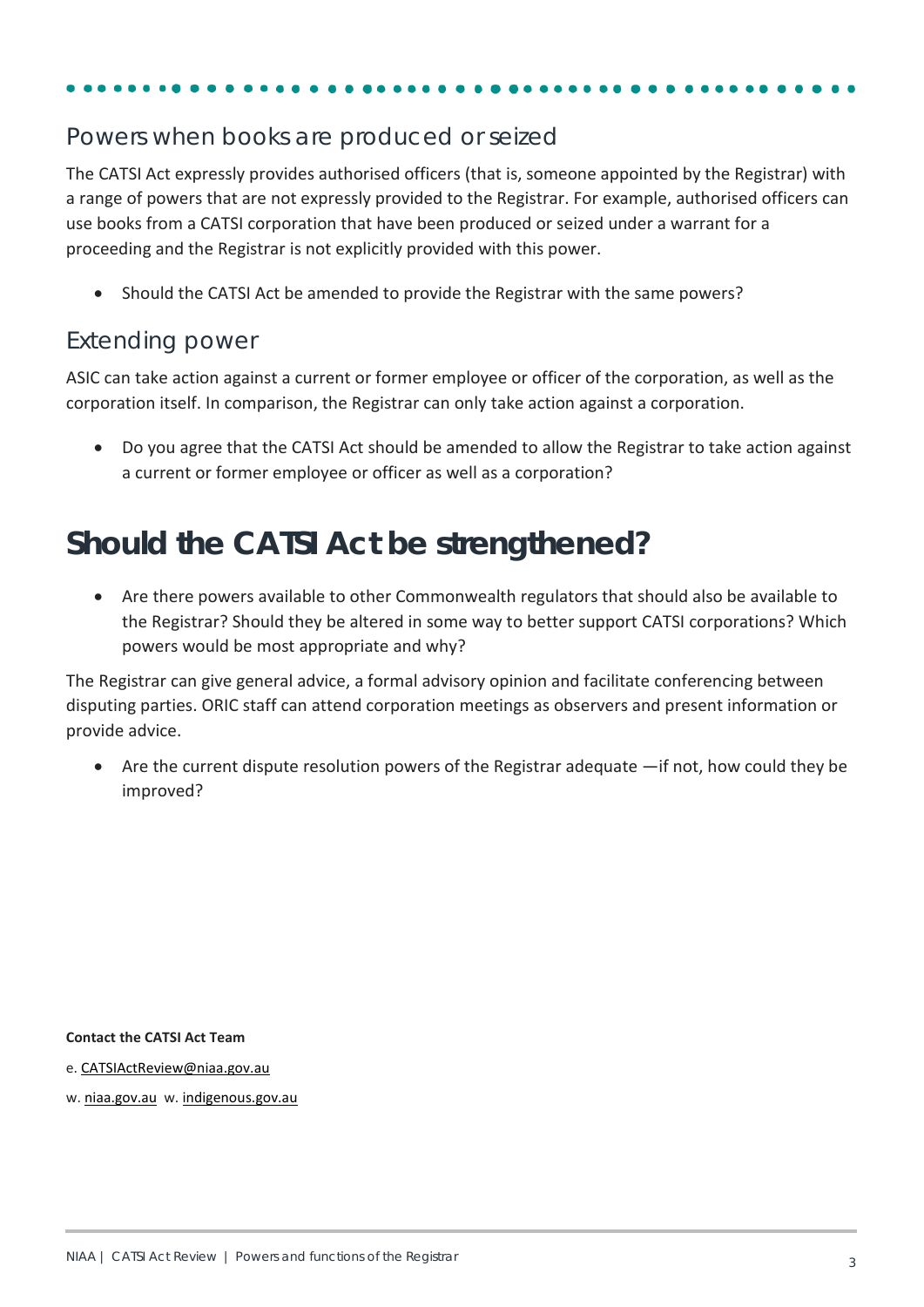## Powers when books are produced or seized

The CATSI Act expressly provides authorised officers (that is, someone appointed by the Registrar) with a range of powers that are not expressly provided to the Registrar. For example, authorised officers can use books from a CATSI corporation that have been produced or seized under a warrant for a proceeding and the Registrar is not explicitly provided with this power.

- Should the CATSI Act be amended to provide the Registrar with the same powers?

## Extending power

ASIC can take action against a current or former employee or officer of the corporation, as well as the corporation itself. In comparison, the Registrar can only take action against a corporation.

- Do you agree that the CATSI Act should be amended to allow the Registrar to take action against a current or former employee or officer as well as a corporation?

# Should the CATSI Act be strengthened?

- Are there powers available to other Commonwealth regulators that should also be available to the Registrar? Should they be altered in some way to better support CATSI corporations? Which powers would be most appropriate and why?

The Registrar can give general advice, a formal advisory opinion and facilitate conferencing between disputing parties. ORIC staff can attend corporation meetings as observers and present information or provide advice.

- Are the current dispute resolution powers of the Registrar adequate —if not, how could they be improved?

**Contact the CATSI Act Team**

e. CATSIActReview@niaa.gov.au

w. niaa.gov.au w. indigenous.gov.au